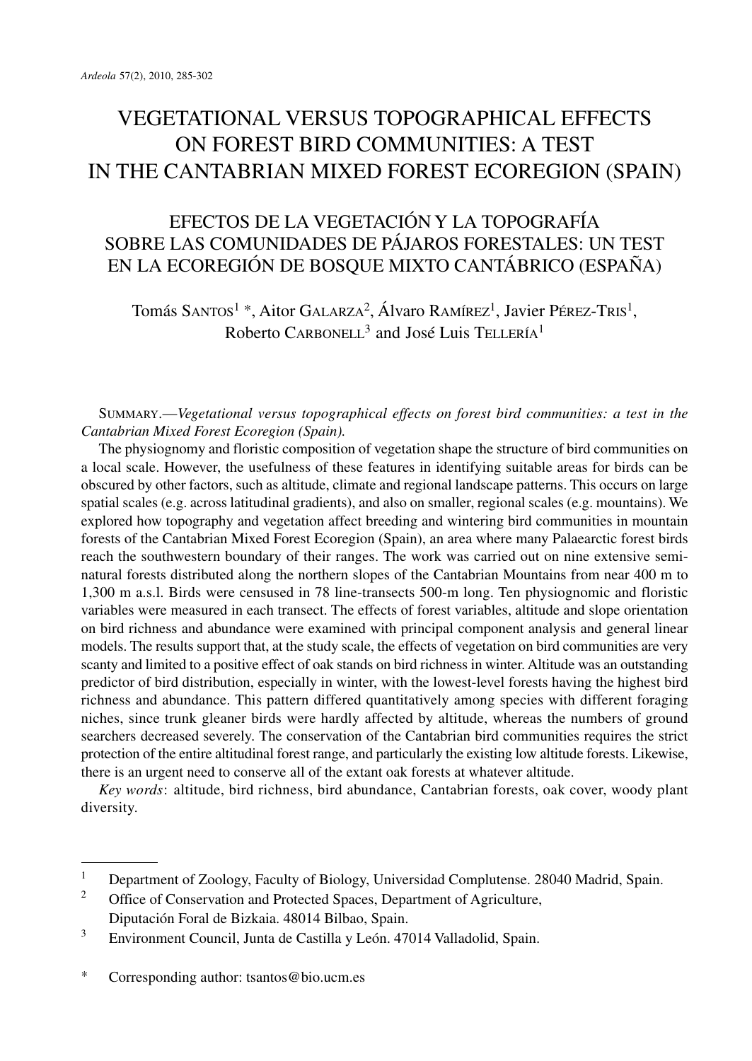# VEGETATIONAL VERSUS TOPOGRAPHICAL EFFECTS ON FOREST BIRD COMMUNITIES: A TEST IN THE CANTABRIAN MIXED FOREST ECOREGION (SPAIN)

## EFECTOS DE LA VEGETACIÓN Y LA TOPOGRAFÍA SOBRE LAS COMUNIDADES DE PÁJAROS FORESTALES: UN TEST EN LA ECOREGIÓN DE BOSQUE MIXTO CANTÁBRICO (ESPAÑA)

Tomás Santos[1] *, Aitor Galarza[2], Álvaro Ramírez[1], Javier Pérez-Tris[1], Roberto Carbonell[3] and José Luis Tellería[1]

Summary.—*Vegetational versus topographical effects on forest bird communities: a test in the Cantabrian Mixed Forest Ecoregion (Spain).*

The physiognomy and floristic composition of vegetation shape the structure of bird communities on a local scale. However, the usefulness of these features in identifying suitable areas for birds can be obscured by other factors, such as altitude, climate and regional landscape patterns. This occurs on large spatial scales (e.g. across latitudinal gradients), and also on smaller, regional scales (e.g. mountains). We explored how topography and vegetation affect breeding and wintering bird communities in mountain forests of the Cantabrian Mixed Forest Ecoregion (Spain), an area where many Palaearctic forest birds reach the southwestern boundary of their ranges. The work was carried out on nine extensive semi-natural forests distributed along the northern slopes of the Cantabrian Mountains from near 400 m to 1,300 m a.s.l. Birds were censused in 78 line-transects 500-m long. Ten physiognomic and floristic variables were measured in each transect. The effects of forest variables, altitude and slope orientation on bird richness and abundance were examined with principal component analysis and general linear models. The results support that, at the study scale, the effects of vegetation on bird communities are very scanty and limited to a positive effect of oak stands on bird richness in winter. Altitude was an outstanding predictor of bird distribution, especially in winter, with the lowest-level forests having the highest bird richness and abundance. This pattern differed quantitatively among species with different foraging niches, since trunk gleaner birds were hardly affected by altitude, whereas the numbers of ground searchers decreased severely. The conservation of the Cantabrian bird communities requires the strict protection of the entire altitudinal forest range, and particularly the existing low altitude forests. Likewise, there is an urgent need to conserve all of the extant oak forests at whatever altitude.

*Key words*: altitude, bird richness, bird abundance, Cantabrian forests, oak cover, woody plant diversity.

---

[1] Department of Zoology, Faculty of Biology, Universidad Complutense. 28040 Madrid, Spain.

[2] Office of Conservation and Protected Spaces, Department of Agriculture, Diputación Foral de Bizkaia. 48014 Bilbao, Spain.

[3] Environment Council, Junta de Castilla y León. 47014 Valladolid, Spain.

\* Corresponding author: tsantos@bio.ucm.es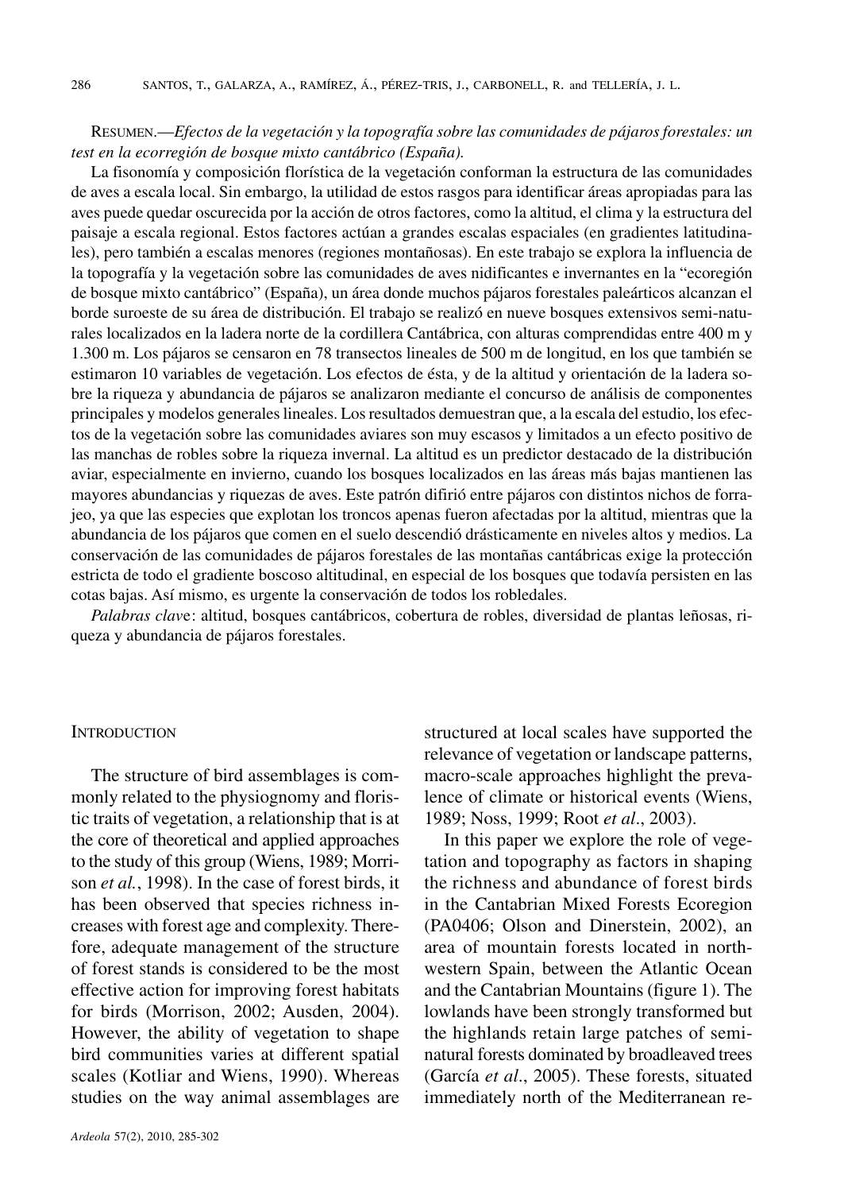RESUMEN.—*Efectos de la vegetación y la topografía sobre las comunidades de pájaros forestales: un test en la ecorregión de bosque mixto cantábrico (España).*

La fisonomía y composición florística de la vegetación conforman la estructura de las comunidades de aves a escala local. Sin embargo, la utilidad de estos rasgos para identificar áreas apropiadas para las aves puede quedar oscurecida por la acción de otros factores, como la altitud, el clima y la estructura del paisaje a escala regional. Estos factores actúan a grandes escalas espaciales (en gradientes latitudinales), pero también a escalas menores (regiones montañosas). En este trabajo se explora la influencia de la topografía y la vegetación sobre las comunidades de aves nidificantes e invernantes en la "ecoregión de bosque mixto cantábrico" (España), un área donde muchos pájaros forestales paleárticos alcanzan el borde suroeste de su área de distribución. El trabajo se realizó en nueve bosques extensivos semi-naturales localizados en la ladera norte de la cordillera Cantábrica, con alturas comprendidas entre 400 m y 1.300 m. Los pájaros se censaron en 78 transectos lineales de 500 m de longitud, en los que también se estimaron 10 variables de vegetación. Los efectos de ésta, y de la altitud y orientación de la ladera sobre la riqueza y abundancia de pájaros se analizaron mediante el concurso de análisis de componentes principales y modelos generales lineales. Los resultados demuestran que, a la escala del estudio, los efectos de la vegetación sobre las comunidades aviares son muy escasos y limitados a un efecto positivo de las manchas de robles sobre la riqueza invernal. La altitud es un predictor destacado de la distribución aviar, especialmente en invierno, cuando los bosques localizados en las áreas más bajas mantienen las mayores abundancias y riquezas de aves. Este patrón difirió entre pájaros con distintos nichos de forrajeo, ya que las especies que explotan los troncos apenas fueron afectadas por la altitud, mientras que la abundancia de los pájaros que comen en el suelo descendió drásticamente en niveles altos y medios. La conservación de las comunidades de pájaros forestales de las montañas cantábricas exige la protección estricta de todo el gradiente boscoso altitudinal, en especial de los bosques que todavía persisten en las cotas bajas. Así mismo, es urgente la conservación de todos los robledales.

*Palabras clave*: altitud, bosques cantábricos, cobertura de robles, diversidad de plantas leñosas, riqueza y abundancia de pájaros forestales.

## INTRODUCTION

The structure of bird assemblages is commonly related to the physiognomy and floristic traits of vegetation, a relationship that is at the core of theoretical and applied approaches to the study of this group (Wiens, 1989; Morrison *et al.*, 1998). In the case of forest birds, it has been observed that species richness increases with forest age and complexity. Therefore, adequate management of the structure of forest stands is considered to be the most effective action for improving forest habitats for birds (Morrison, 2002; Ausden, 2004). However, the ability of vegetation to shape bird communities varies at different spatial scales (Kotliar and Wiens, 1990). Whereas studies on the way animal assemblages are structured at local scales have supported the relevance of vegetation or landscape patterns, macro-scale approaches highlight the prevalence of climate or historical events (Wiens, 1989; Noss, 1999; Root *et al*., 2003).

In this paper we explore the role of vegetation and topography as factors in shaping the richness and abundance of forest birds in the Cantabrian Mixed Forests Ecoregion (PA0406; Olson and Dinerstein, 2002), an area of mountain forests located in northwestern Spain, between the Atlantic Ocean and the Cantabrian Mountains (figure 1). The lowlands have been strongly transformed but the highlands retain large patches of seminatural forests dominated by broadleaved trees (García *et al*., 2005). These forests, situated immediately north of the Mediterranean re-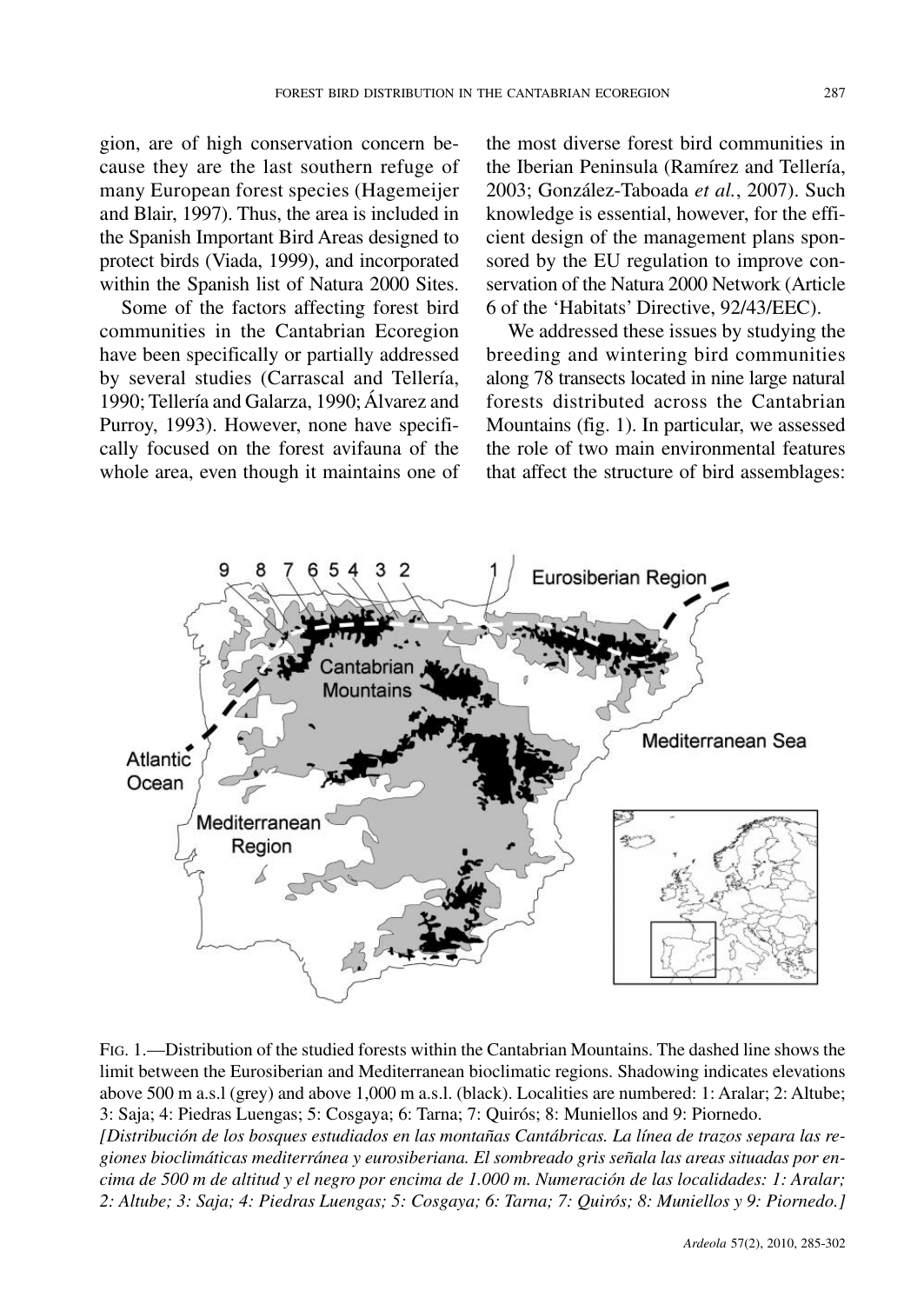gion, are of high conservation concern because they are the last southern refuge of many European forest species (Hagemeijer and Blair, 1997). Thus, the area is included in the Spanish Important Bird Areas designed to protect birds (Viada, 1999), and incorporated within the Spanish list of Natura 2000 Sites.

Some of the factors affecting forest bird communities in the Cantabrian Ecoregion have been specifically or partially addressed by several studies (Carrascal and Tellería, 1990; Tellería and Galarza, 1990; Álvarez and Purroy, 1993). However, none have specifically focused on the forest avifauna of the whole area, even though it maintains one of the most diverse forest bird communities in the Iberian Peninsula (Ramírez and Tellería, 2003; González-Taboada *et al.*, 2007). Such knowledge is essential, however, for the efficient design of the management plans sponsored by the EU regulation to improve conservation of the Natura 2000 Network (Article 6 of the 'Habitats' Directive, 92/43/EEC).

We addressed these issues by studying the breeding and wintering bird communities along 78 transects located in nine large natural forests distributed across the Cantabrian Mountains (fig. 1). In particular, we assessed the role of two main environmental features that affect the structure of bird assemblages:

FIG. 1.—Distribution of the studied forests within the Cantabrian Mountains. The dashed line shows the limit between the Eurosiberian and Mediterranean bioclimatic regions. Shadowing indicates elevations above 500 m a.s.l (grey) and above 1,000 m a.s.l. (black). Localities are numbered: 1: Aralar; 2: Altube; 3: Saja; 4: Piedras Luengas; 5: Cosgaya; 6: Tarna; 7: Quirós; 8: Muniellos and 9: Piornedo.

*[Distribución de los bosques estudiados en las montañas Cantábricas. La línea de trazos separa las regiones bioclimáticas mediterránea y eurosiberiana. El sombreado gris señala las areas situadas por encima de 500 m de altitud y el negro por encima de 1.000 m. Numeración de las localidades: 1: Aralar; 2: Altube; 3: Saja; 4: Piedras Luengas; 5: Cosgaya; 6: Tarna; 7: Quirós; 8: Muniellos y 9: Piornedo.]*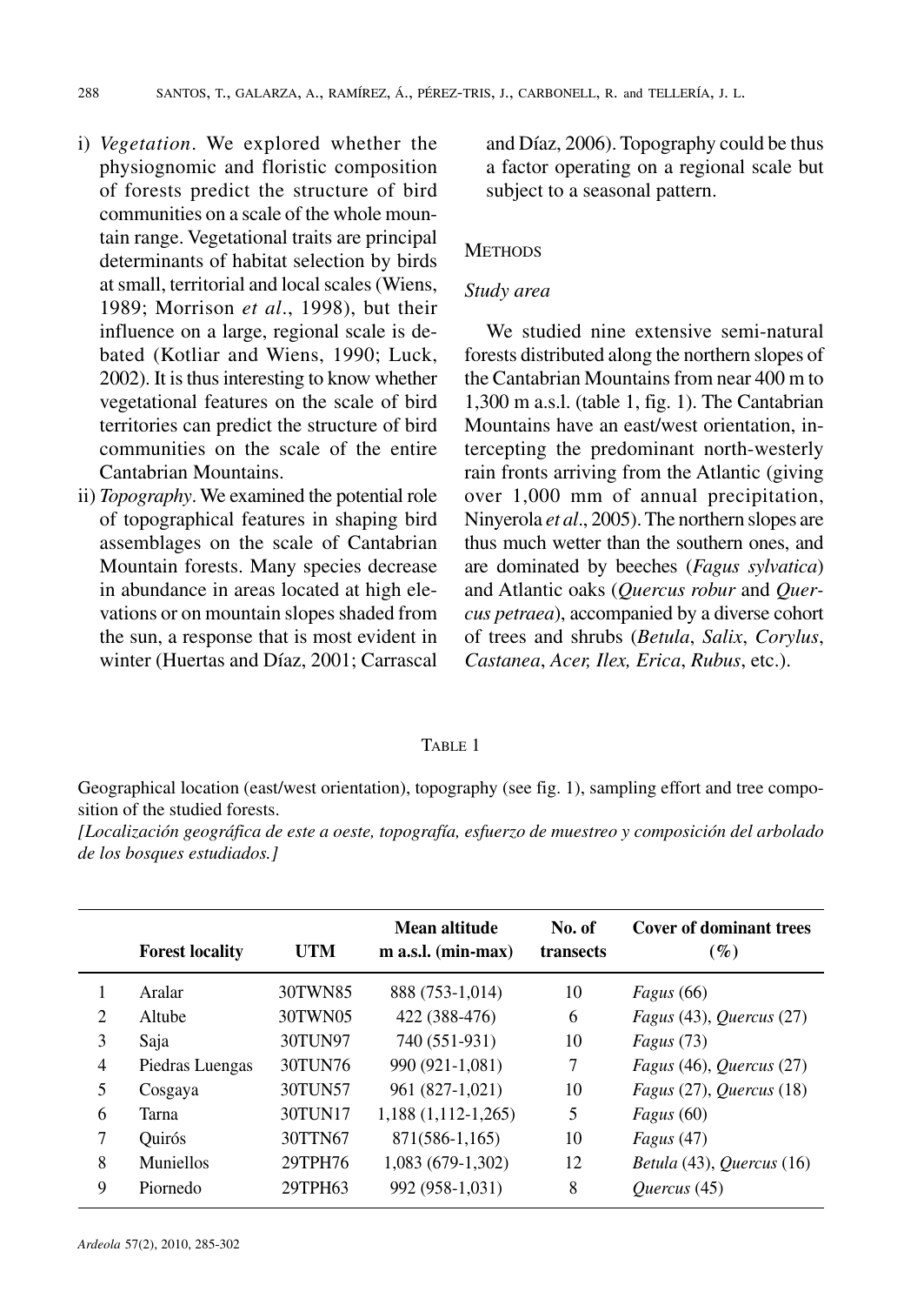i) *Vegetation*. We explored whether the physiognomic and floristic composition of forests predict the structure of bird communities on a scale of the whole mountain range. Vegetational traits are principal determinants of habitat selection by birds at small, territorial and local scales (Wiens, 1989; Morrison *et al*., 1998), but their influence on a large, regional scale is debated (Kotliar and Wiens, 1990; Luck, 2002). It is thus interesting to know whether vegetational features on the scale of bird territories can predict the structure of bird communities on the scale of the entire Cantabrian Mountains.

ii) *Topography*. We examined the potential role of topographical features in shaping bird assemblages on the scale of Cantabrian Mountain forests. Many species decrease in abundance in areas located at high elevations or on mountain slopes shaded from the sun, a response that is most evident in winter (Huertas and Díaz, 2001; Carrascal and Díaz, 2006). Topography could be thus a factor operating on a regional scale but subject to a seasonal pattern.

## Methods

### *Study area*

We studied nine extensive semi-natural forests distributed along the northern slopes of the Cantabrian Mountains from near 400 m to 1,300 m a.s.l. (table 1, fig. 1). The Cantabrian Mountains have an east/west orientation, intercepting the predominant north-westerly rain fronts arriving from the Atlantic (giving over 1,000 mm of annual precipitation, Ninyerola *et al*., 2005). The northern slopes are thus much wetter than the southern ones, and are dominated by beeches (*Fagus sylvatica*) and Atlantic oaks (*Quercus robur* and *Quercus petraea*), accompanied by a diverse cohort of trees and shrubs (*Betula*, *Salix*, *Corylus*, *Castanea*, *Acer, Ilex, Erica*, *Rubus*, etc.).

TABLE 1

Geographical location (east/west orientation), topography (see fig. 1), sampling effort and tree composition of the studied forests.

*[Localización geográfica de este a oeste, topografía, esfuerzo de muestreo y composición del arbolado de los bosques estudiados.]*

| | Forest locality | UTM | Mean altitude m a.s.l. (min-max) | No. of transects | Cover of dominant trees (%) |
|---|---|---|---|---|---|
| 1 | Aralar | 30TWN85 | 888 (753-1,014) | 10 | *Fagus* (66) |
| 2 | Altube | 30TWN05 | 422 (388-476) | 6 | *Fagus* (43), *Quercus* (27) |
| 3 | Saja | 30TUN97 | 740 (551-931) | 10 | *Fagus* (73) |
| 4 | Piedras Luengas | 30TUN76 | 990 (921-1,081) | 7 | *Fagus* (46), *Quercus* (27) |
| 5 | Cosgaya | 30TUN57 | 961 (827-1,021) | 10 | *Fagus* (27), *Quercus* (18) |
| 6 | Tarna | 30TUN17 | 1,188 (1,112-1,265) | 5 | *Fagus* (60) |
| 7 | Quirós | 30TTN67 | 871(586-1,165) | 10 | *Fagus* (47) |
| 8 | Muniellos | 29TPH76 | 1,083 (679-1,302) | 12 | *Betula* (43), *Quercus* (16) |
| 9 | Piornedo | 29TPH63 | 992 (958-1,031) | 8 | *Quercus* (45) |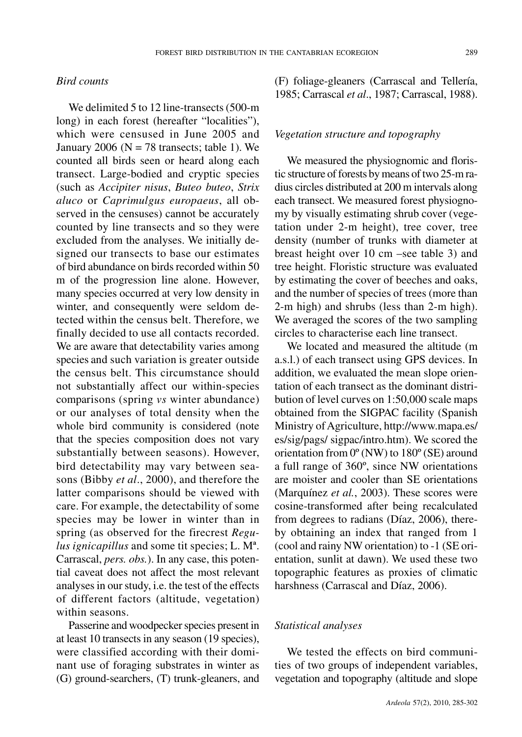### *Bird counts*

We delimited 5 to 12 line-transects (500-m long) in each forest (hereafter "localities"), which were censused in June 2005 and January 2006 (N = 78 transects; table 1). We counted all birds seen or heard along each transect. Large-bodied and cryptic species (such as *Accipiter nisus*, *Buteo buteo*, *Strix aluco* or *Caprimulgus europaeus*, all observed in the censuses) cannot be accurately counted by line transects and so they were excluded from the analyses. We initially designed our transects to base our estimates of bird abundance on birds recorded within 50 m of the progression line alone. However, many species occurred at very low density in winter, and consequently were seldom detected within the census belt. Therefore, we finally decided to use all contacts recorded. We are aware that detectability varies among species and such variation is greater outside the census belt. This circumstance should not substantially affect our within-species comparisons (spring *vs* winter abundance) or our analyses of total density when the whole bird community is considered (note that the species composition does not vary substantially between seasons). However, bird detectability may vary between seasons (Bibby *et al*., 2000), and therefore the latter comparisons should be viewed with care. For example, the detectability of some species may be lower in winter than in spring (as observed for the firecrest *Regulus ignicapillus* and some tit species; L. Mª. Carrascal, *pers. obs.*). In any case, this potential caveat does not affect the most relevant analyses in our study, i.e. the test of the effects of different factors (altitude, vegetation) within seasons.

Passerine and woodpecker species present in at least 10 transects in any season (19 species), were classified according with their dominant use of foraging substrates in winter as (G) ground-searchers, (T) trunk-gleaners, and (F) foliage-gleaners (Carrascal and Tellería, 1985; Carrascal *et al*., 1987; Carrascal, 1988).

### *Vegetation structure and topography*

We measured the physiognomic and floristic structure of forests by means of two 25-m radius circles distributed at 200 m intervals along each transect. We measured forest physiognomy by visually estimating shrub cover (vegetation under 2-m height), tree cover, tree density (number of trunks with diameter at breast height over 10 cm –see table 3) and tree height. Floristic structure was evaluated by estimating the cover of beeches and oaks, and the number of species of trees (more than 2-m high) and shrubs (less than 2-m high). We averaged the scores of the two sampling circles to characterise each line transect.

We located and measured the altitude (m a.s.l.) of each transect using GPS devices. In addition, we evaluated the mean slope orientation of each transect as the dominant distribution of level curves on 1:50,000 scale maps obtained from the SIGPAC facility (Spanish Ministry of Agriculture, http://www.mapa.es/es/sig/pags/ sigpac/intro.htm). We scored the orientation from 0º (NW) to 180º (SE) around a full range of 360º, since NW orientations are moister and cooler than SE orientations (Marquínez *et al.*, 2003). These scores were cosine-transformed after being recalculated from degrees to radians (Díaz, 2006), thereby obtaining an index that ranged from 1 (cool and rainy NW orientation) to -1 (SE orientation, sunlit at dawn). We used these two topographic features as proxies of climatic harshness (Carrascal and Díaz, 2006).

### *Statistical analyses*

We tested the effects on bird communities of two groups of independent variables, vegetation and topography (altitude and slope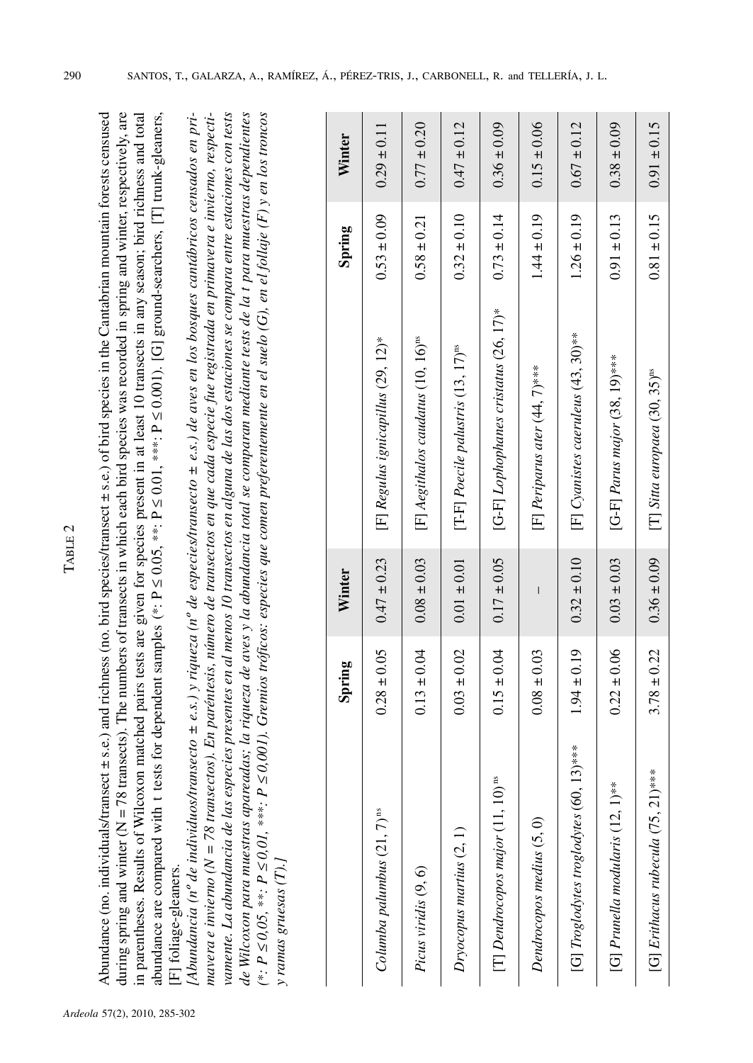TABLE 2

Abundance (no. individuals/transect ± s.e.) and richness (no. bird species/transect ± s.e.) of bird species in the Cantabrian mountain forests censused during spring and winter (N = 78 transects). The numbers of transects in which each bird species was recorded in spring and winter, respectively, are in parentheses. Results of Wilcoxon matched pairs tests are given for species present in at least 10 transects in any season; bird richness and total abundance are compared with t tests for dependent samples (*: P ≤ 0.05, **: P ≤ 0.01, ***: P ≤ 0.001). [G] ground-searchers, [T] trunk-gleaners, [F] foliage-gleaners.

*[Abundancia (nº de individuos/transecto ± e.s.) y riqueza (nº de especies/transecto ± e.s.) de aves en los bosques cantábricos censados en primavera e invierno (N = 78 transectos). En paréntesis, número de transectos en que cada especie fue registrada en primavera e invierno, respectivamente. La abundancia de las especies presentes en al menos 10 transectos en alguna de las dos estaciones se compara entre estaciones con tests de Wilcoxon para muestras apareadas; la riqueza de aves y la abundancia total se comparan mediante tests de la t para muestras dependientes (*: P ≤ 0,05, **: P ≤ 0,01, ***: P ≤ 0,001). Gremios tróficos: especies que comen preferentemente en el suelo (G), en el follaje (F) y en los troncos y ramas gruesas (T).]*

| | Spring | Winter | | Spring | Winter |
|---|---|---|---|---|---|
| *Columba palumbus* (21, 7)[ns] | 0.28 ± 0.05 | 0.47 ± 0.23 | [F] *Regulus ignicapillus* (29, 12)* | 0.53 ± 0.09 | 0.29 ± 0.11 |
| *Picus viridis* (9, 6) | 0.13 ± 0.04 | 0.08 ± 0.03 | [F] *Aegithalos caudatus* (10, 16)[ns] | 0.58 ± 0.21 | 0.77 ± 0.20 |
| *Dryocopus martius* (2, 1) | 0.03 ± 0.02 | 0.01 ± 0.01 | [T-F] *Poecile palustris* (13, 17)[ns] | 0.32 ± 0.10 | 0.47 ± 0.12 |
| [T] *Dendrocopos major* (11, 10)[ns] | 0.15 ± 0.04 | 0.17 ± 0.05 | [G-F] *Lophophanes cristatus* (26, 17)* | 0.73 ± 0.14 | 0.36 ± 0.09 |
| *Dendrocopos medius* (5, 0) | 0.08 ± 0.03 | – | [F] *Periparus ater* (44, 7)*** | 1.44 ± 0.19 | 0.15 ± 0.06 |
| [G] *Troglodytes troglodytes* (60, 13)*** | 1.94 ± 0.19 | 0.32 ± 0.10 | [F] *Cyanistes caeruleus* (43, 30)** | 1.26 ± 0.19 | 0.67 ± 0.12 |
| [G] *Prunella modularis* (12, 1)** | 0.22 ± 0.06 | 0.03 ± 0.03 | [G-F] *Parus major* (38, 19)*** | 0.91 ± 0.13 | 0.38 ± 0.09 |
| [G] *Erithacus rubecula* (75, 21)*** | 3.78 ± 0.22 | 0.36 ± 0.09 | [T] *Sitta europaea* (30, 35)[ns] | 0.81 ± 0.15 | 0.91 ± 0.15 |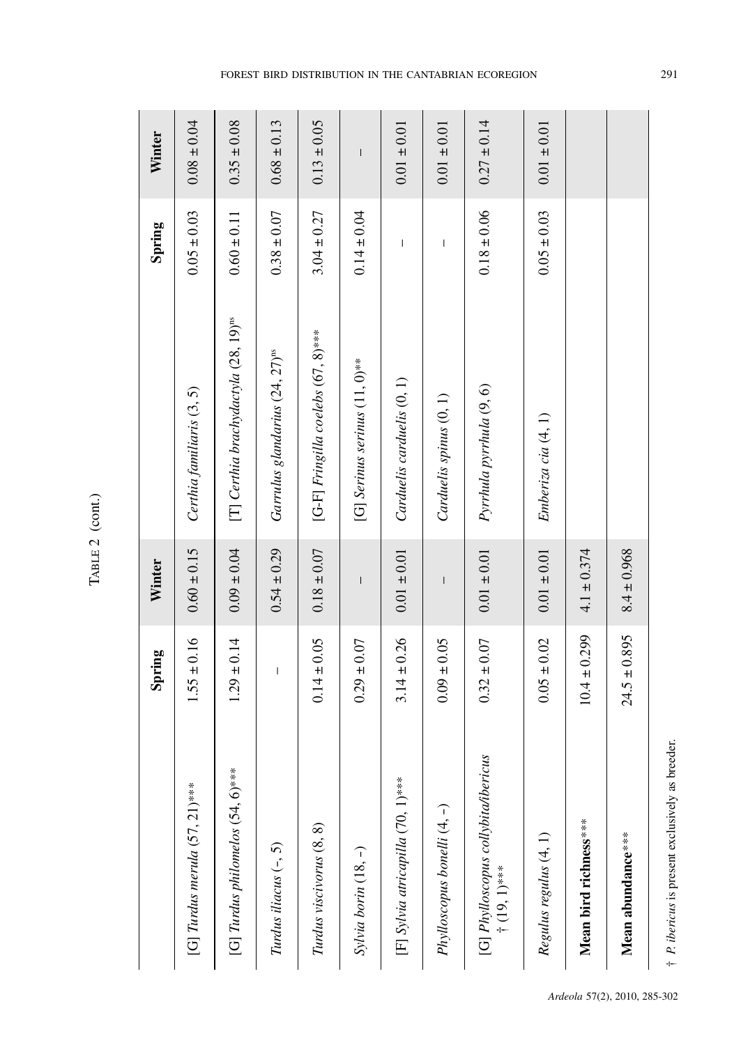TABLE 2 (cont.)

| | Spring | Winter | | Spring | Winter |
|---|---|---|---|---|---|
| [G] *Turdus merula* (57, 21)*** | 1.55 ± 0.16 | 0.60 ± 0.15 | *Certhia familiaris* (3, 5) | 0.05 ± 0.03 | 0.08 ± 0.04 |
| [G] *Turdus philomelos* (54, 6)*** | 1.29 ± 0.14 | 0.09 ± 0.04 | [T] *Certhia brachydactyla* (28, 19)$^{ns}$ | 0.60 ± 0.11 | 0.35 ± 0.08 |
| *Turdus iliacus* (–, 5) | – | 0.54 ± 0.29 | *Garrulus glandarius* (24, 27)$^{ns}$ | 0.38 ± 0.07 | 0.68 ± 0.13 |
| *Turdus viscivorus* (8, 8) | 0.14 ± 0.05 | 0.18 ± 0.07 | [G-F] *Fringilla coelebs* (67, 8)*** | 3.04 ± 0.27 | 0.13 ± 0.05 |
| *Sylvia borin* (18, –) | 0.29 ± 0.07 | – | [G] *Serinus serinus* (11, 0)** | 0.14 ± 0.04 | – |
| [F] *Sylvia atricapilla* (70, 1)*** | 3.14 ± 0.26 | 0.01 ± 0.01 | *Carduelis carduelis* (0, 1) | – | 0.01 ± 0.01 |
| *Phylloscopus bonelli* (4, –) | 0.09 ± 0.05 | – | *Carduelis spinus* (0, 1) | – | 0.01 ± 0.01 |
| [G] *Phylloscopus collybita/ibericus* † (19, 1)*** | 0.32 ± 0.07 | 0.01 ± 0.01 | *Pyrrhula pyrrhula* (9, 6) | 0.18 ± 0.06 | 0.27 ± 0.14 |
| *Regulus regulus* (4, 1) | 0.05 ± 0.02 | 0.01 ± 0.01 | *Emberiza cia* (4, 1) | 0.05 ± 0.03 | 0.01 ± 0.01 |
| **Mean bird richness**\*\*\* | 10.4 ± 0.299 | 4.1 ± 0.374 | | | |
| **Mean abundance**\*\*\* | 24.5 ± 0.895 | 8.4 ± 0.968 | | | |

† *P. ibericus* is present exclusively as breeder.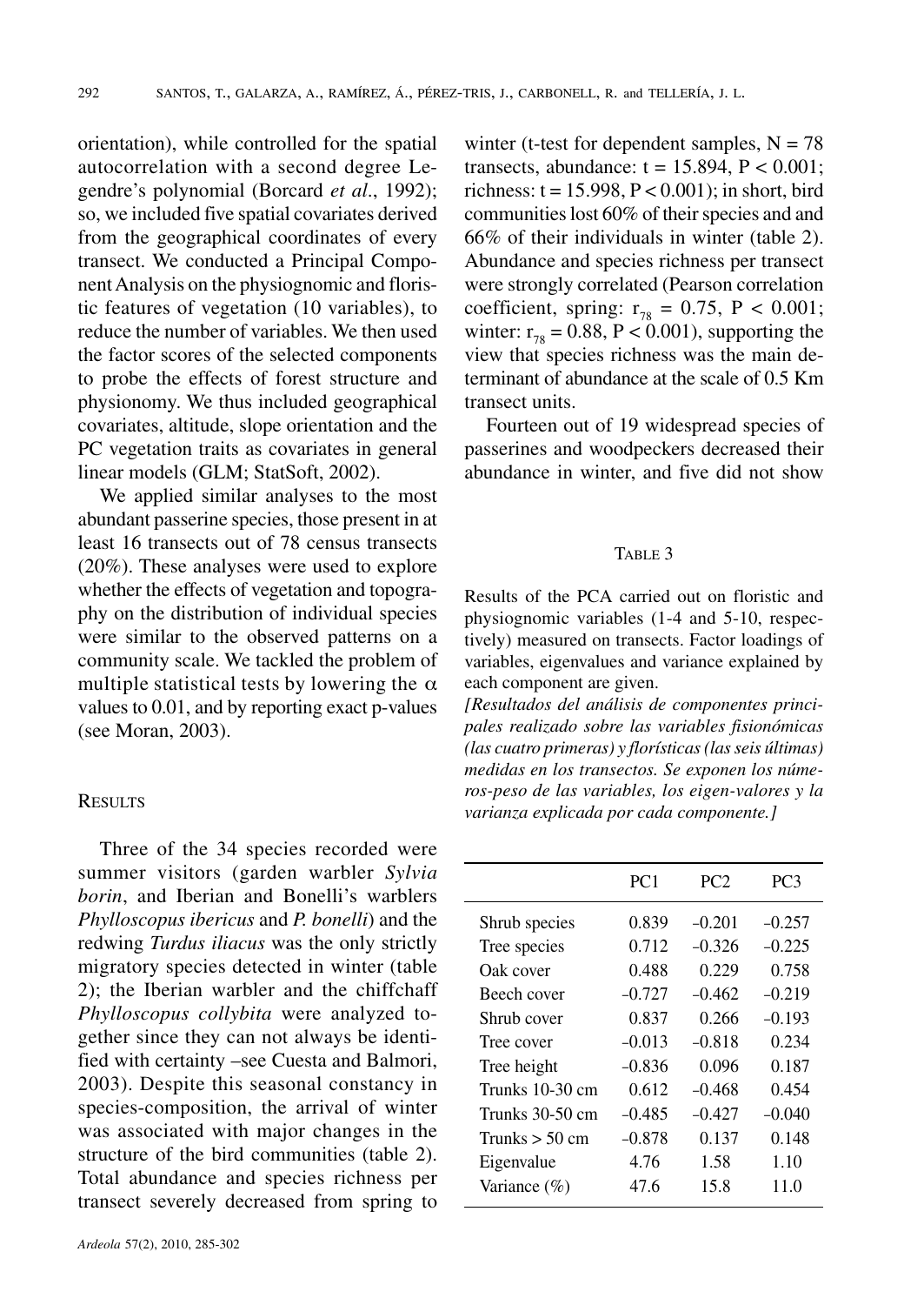orientation), while controlled for the spatial autocorrelation with a second degree Legendre's polynomial (Borcard *et al*., 1992); so, we included five spatial covariates derived from the geographical coordinates of every transect. We conducted a Principal Component Analysis on the physiognomic and floristic features of vegetation (10 variables), to reduce the number of variables. We then used the factor scores of the selected components to probe the effects of forest structure and physionomy. We thus included geographical covariates, altitude, slope orientation and the PC vegetation traits as covariates in general linear models (GLM; StatSoft, 2002).

We applied similar analyses to the most abundant passerine species, those present in at least 16 transects out of 78 census transects (20%). These analyses were used to explore whether the effects of vegetation and topography on the distribution of individual species were similar to the observed patterns on a community scale. We tackled the problem of multiple statistical tests by lowering the $\alpha$ values to 0.01, and by reporting exact p-values (see Moran, 2003).

## RESULTS

Three of the 34 species recorded were summer visitors (garden warbler *Sylvia borin*, and Iberian and Bonelli's warblers *Phylloscopus ibericus* and *P. bonelli*) and the redwing *Turdus iliacus* was the only strictly migratory species detected in winter (table 2); the Iberian warbler and the chiffchaff *Phylloscopus collybita* were analyzed together since they can not always be identified with certainty –see Cuesta and Balmori, 2003). Despite this seasonal constancy in species-composition, the arrival of winter was associated with major changes in the structure of the bird communities (table 2). Total abundance and species richness per transect severely decreased from spring to winter (t-test for dependent samples, $N = 78$ transects, abundance: $t = 15.894$, $P < 0.001$; richness: $t = 15.998$, $P < 0.001$); in short, bird communities lost 60% of their species and and 66% of their individuals in winter (table 2). Abundance and species richness per transect were strongly correlated (Pearson correlation coefficient, spring: $r_{78} = 0.75$, $P < 0.001$; winter: $r_{78} = 0.88$, $P < 0.001$), supporting the view that species richness was the main determinant of abundance at the scale of 0.5 Km transect units.

Fourteen out of 19 widespread species of passerines and woodpeckers decreased their abundance in winter, and five did not show

TABLE 3

Results of the PCA carried out on floristic and physiognomic variables (1-4 and 5-10, respectively) measured on transects. Factor loadings of variables, eigenvalues and variance explained by each component are given.

*[Resultados del análisis de componentes principales realizado sobre las variables fisionómicas (las cuatro primeras) y florísticas (las seis últimas) medidas en los transectos. Se exponen los números-peso de las variables, los eigen-valores y la varianza explicada por cada componente.]*

| | PC1 | PC2 | PC3 |
|---|---|---|---|
| Shrub species | 0.839 | –0.201 | –0.257 |
| Tree species | 0.712 | –0.326 | –0.225 |
| Oak cover | 0.488 | 0.229 | 0.758 |
| Beech cover | –0.727 | –0.462 | –0.219 |
| Shrub cover | 0.837 | 0.266 | –0.193 |
| Tree cover | –0.013 | –0.818 | 0.234 |
| Tree height | –0.836 | 0.096 | 0.187 |
| Trunks 10-30 cm | 0.612 | –0.468 | 0.454 |
| Trunks 30-50 cm | –0.485 | –0.427 | –0.040 |
| Trunks > 50 cm | –0.878 | 0.137 | 0.148 |
| Eigenvalue | 4.76 | 1.58 | 1.10 |
| Variance (%) | 47.6 | 15.8 | 11.0 |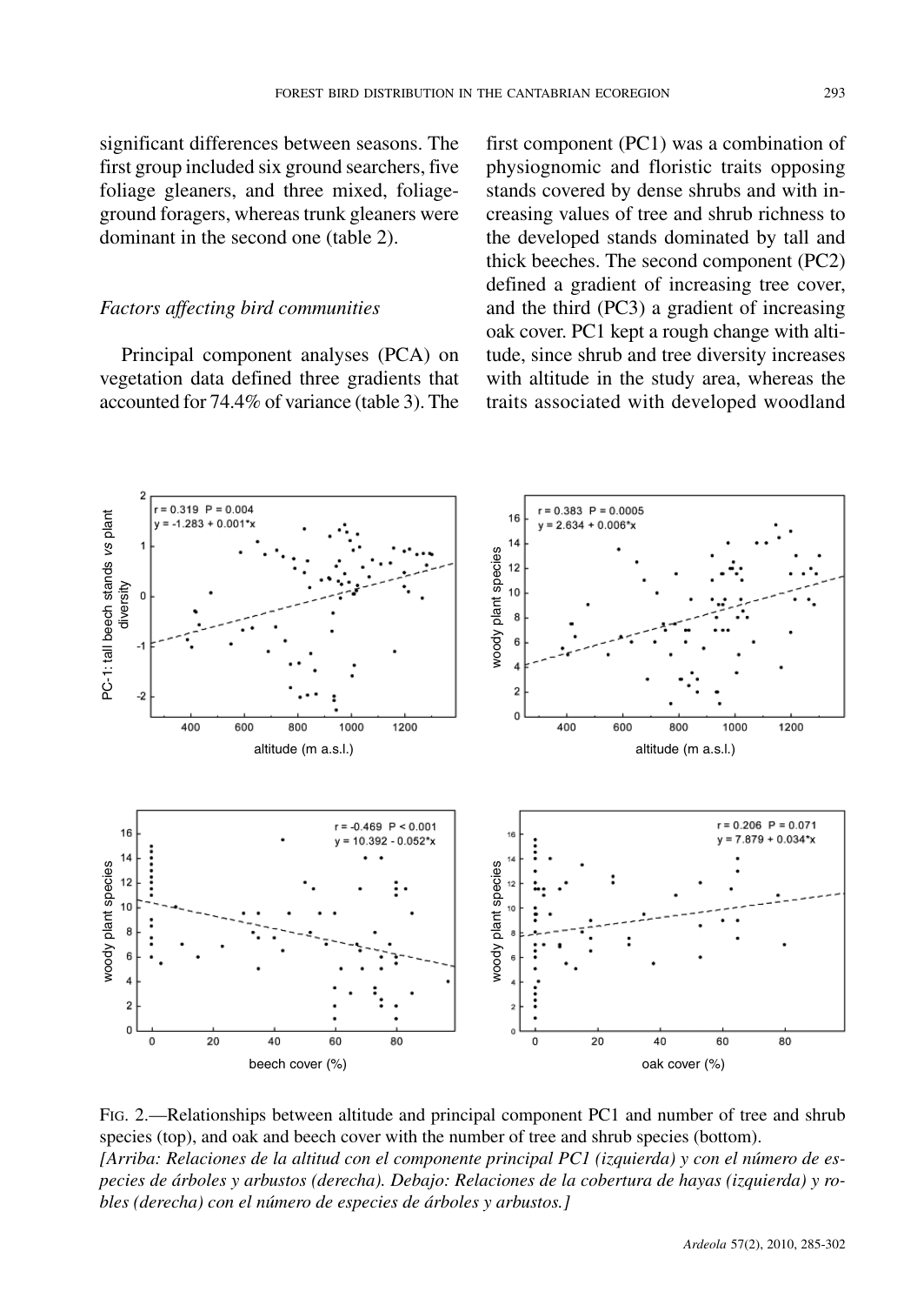significant differences between seasons. The first group included six ground searchers, five foliage gleaners, and three mixed, foliage-ground foragers, whereas trunk gleaners were dominant in the second one (table 2).

### *Factors affecting bird communities*

Principal component analyses (PCA) on vegetation data defined three gradients that accounted for 74.4% of variance (table 3). The first component (PC1) was a combination of physiognomic and floristic traits opposing stands covered by dense shrubs and with increasing values of tree and shrub richness to the developed stands dominated by tall and thick beeches. The second component (PC2) defined a gradient of increasing tree cover, and the third (PC3) a gradient of increasing oak cover. PC1 kept a rough change with altitude, since shrub and tree diversity increases with altitude in the study area, whereas the traits associated with developed woodland

FIG. 2.—Relationships between altitude and principal component PC1 and number of tree and shrub species (top), and oak and beech cover with the number of tree and shrub species (bottom).
*[Arriba: Relaciones de la altitud con el componente principal PC1 (izquierda) y con el número de especies de árboles y arbustos (derecha). Debajo: Relaciones de la cobertura de hayas (izquierda) y robles (derecha) con el número de especies de árboles y arbustos.]*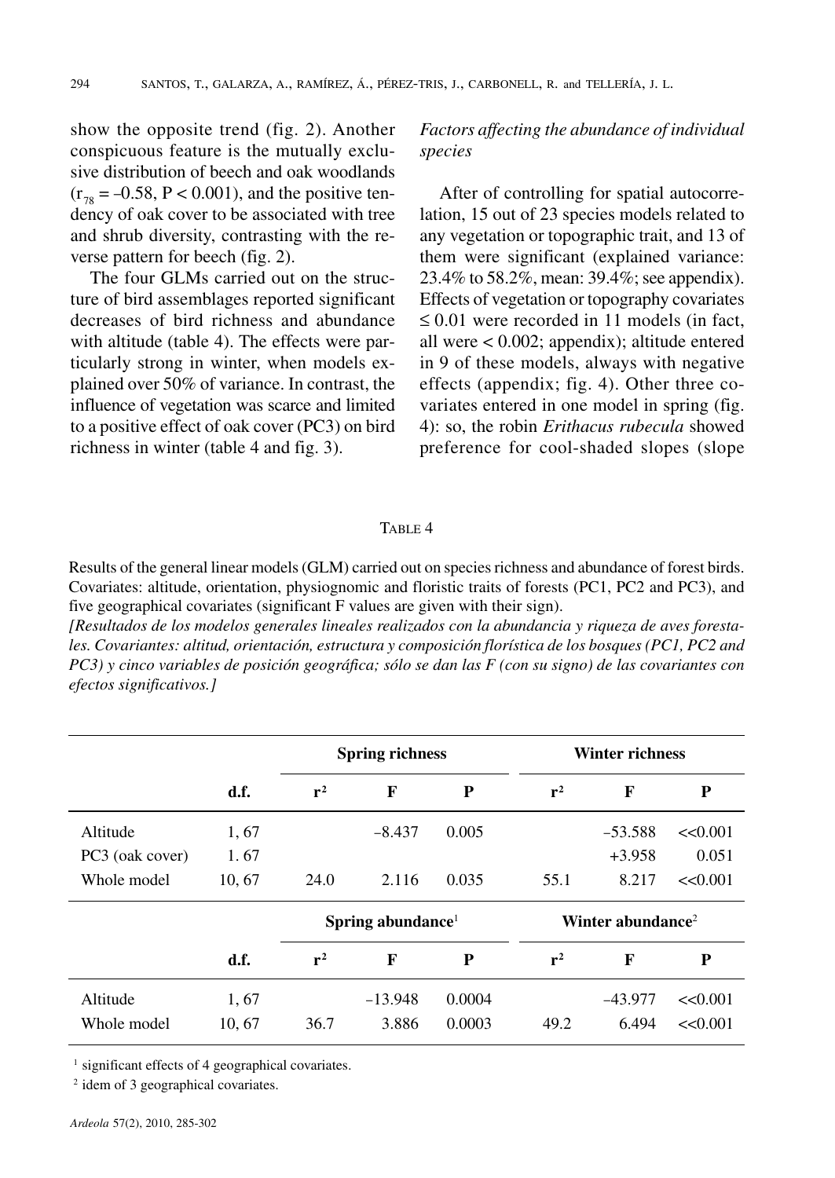show the opposite trend (fig. 2). Another conspicuous feature is the mutually exclusive distribution of beech and oak woodlands ($r_{78} = -0.58$, $P < 0.001$), and the positive tendency of oak cover to be associated with tree and shrub diversity, contrasting with the reverse pattern for beech (fig. 2).

The four GLMs carried out on the structure of bird assemblages reported significant decreases of bird richness and abundance with altitude (table 4). The effects were particularly strong in winter, when models explained over 50% of variance. In contrast, the influence of vegetation was scarce and limited to a positive effect of oak cover (PC3) on bird richness in winter (table 4 and fig. 3).

*Factors affecting the abundance of individual species*

After of controlling for spatial autocorrelation, 15 out of 23 species models related to any vegetation or topographic trait, and 13 of them were significant (explained variance: 23.4% to 58.2%, mean: 39.4%; see appendix). Effects of vegetation or topography covariates $\leq 0.01$ were recorded in 11 models (in fact, all were $< 0.002$; appendix); altitude entered in 9 of these models, always with negative effects (appendix; fig. 4). Other three covariates entered in one model in spring (fig. 4): so, the robin *Erithacus rubecula* showed preference for cool-shaded slopes (slope

TABLE 4

Results of the general linear models (GLM) carried out on species richness and abundance of forest birds. Covariates: altitude, orientation, physiognomic and floristic traits of forests (PC1, PC2 and PC3), and five geographical covariates (significant F values are given with their sign).

*[Resultados de los modelos generales lineales realizados con la abundancia y riqueza de aves forestales. Covariantes: altitud, orientación, estructura y composición florística de los bosques (PC1, PC2 and PC3) y cinco variables de posición geográfica; sólo se dan las F (con su signo) de las covariantes con efectos significativos.]*

| | | **Spring richness** | | | **Winter richness** | | |
|---|---|---|---|---|---|---|---|
| | **d.f.** | $r^2$ | **F** | **P** | $r^2$ | **F** | **P** |
| Altitude | 1, 67 | | –8.437 | 0.005 | | –53.588 | <<0.001 |
| PC3 (oak cover) | 1. 67 | | | | | +3.958 | 0.051 |
| Whole model | 10, 67 | 24.0 | 2.116 | 0.035 | 55.1 | 8.217 | <<0.001 |
| | | **Spring abundance**[1] | | | **Winter abundance**[2] | | |
| | **d.f.** | $r^2$ | **F** | **P** | $r^2$ | **F** | **P** |
| Altitude | 1, 67 | | –13.948 | 0.0004 | | –43.977 | <<0.001 |
| Whole model | 10, 67 | 36.7 | 3.886 | 0.0003 | 49.2 | 6.494 | <<0.001 |

[1] significant effects of 4 geographical covariates.

[2] idem of 3 geographical covariates.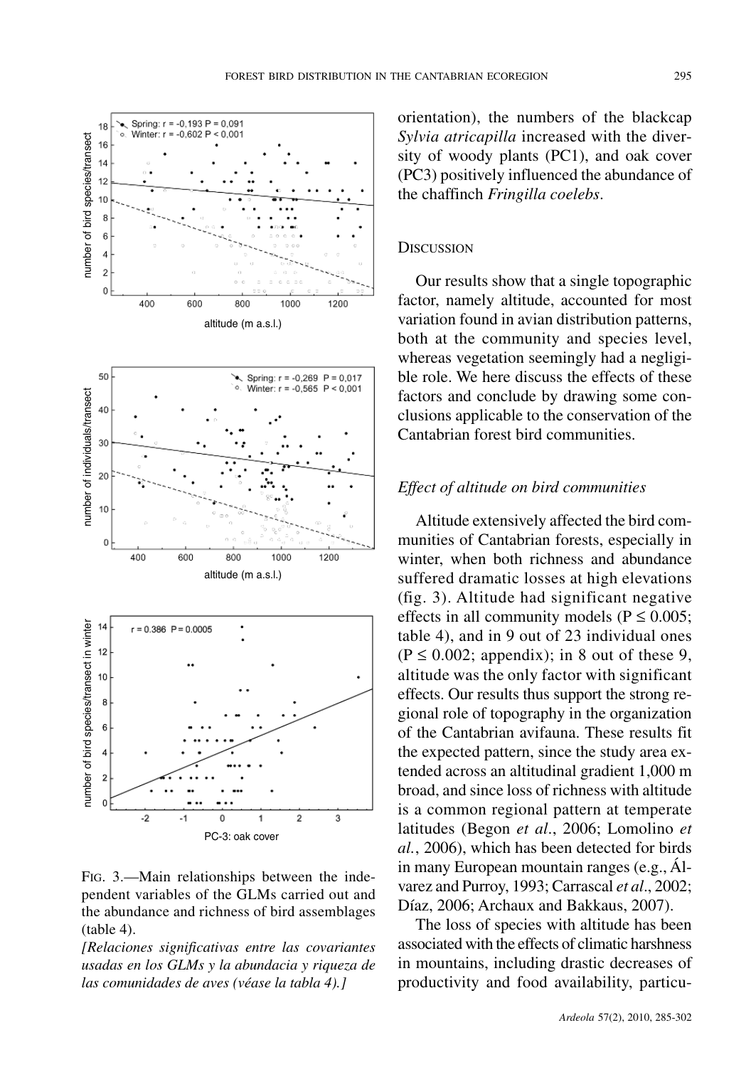FIG. 3.—Main relationships between the independent variables of the GLMs carried out and the abundance and richness of bird assemblages (table 4).

*[Relaciones significativas entre las covariantes usadas en los GLMs y la abundacia y riqueza de las comunidades de aves (véase la tabla 4).]*

orientation), the numbers of the blackcap *Sylvia atricapilla* increased with the diversity of woody plants (PC1), and oak cover (PC3) positively influenced the abundance of the chaffinch *Fringilla coelebs*.

## DISCUSSION

Our results show that a single topographic factor, namely altitude, accounted for most variation found in avian distribution patterns, both at the community and species level, whereas vegetation seemingly had a negligible role. We here discuss the effects of these factors and conclude by drawing some conclusions applicable to the conservation of the Cantabrian forest bird communities.

### *Effect of altitude on bird communities*

Altitude extensively affected the bird communities of Cantabrian forests, especially in winter, when both richness and abundance suffered dramatic losses at high elevations (fig. 3). Altitude had significant negative effects in all community models ($P \leq 0.005$; table 4), and in 9 out of 23 individual ones ($P \leq 0.002$; appendix); in 8 out of these 9, altitude was the only factor with significant effects. Our results thus support the strong regional role of topography in the organization of the Cantabrian avifauna. These results fit the expected pattern, since the study area extended across an altitudinal gradient 1,000 m broad, and since loss of richness with altitude is a common regional pattern at temperate latitudes (Begon *et al*., 2006; Lomolino *et al.*, 2006), which has been detected for birds in many European mountain ranges (e.g., Álvarez and Purroy, 1993; Carrascal *et al*., 2002; Díaz, 2006; Archaux and Bakkaus, 2007).

The loss of species with altitude has been associated with the effects of climatic harshness in mountains, including drastic decreases of productivity and food availability, particu-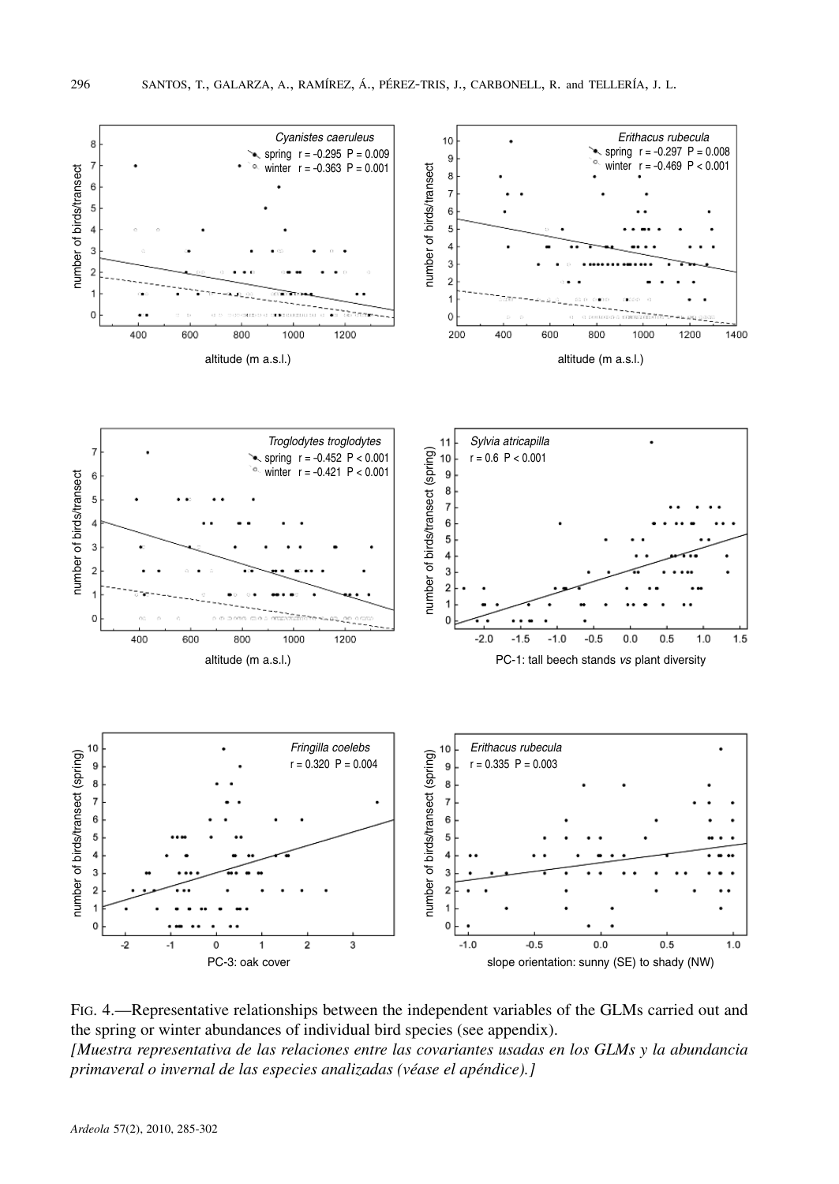FIG. 4.—Representative relationships between the independent variables of the GLMs carried out and the spring or winter abundances of individual bird species (see appendix).

*[Muestra representativa de las relaciones entre las covariantes usadas en los GLMs y la abundancia primaveral o invernal de las especies analizadas (véase el apéndice).]*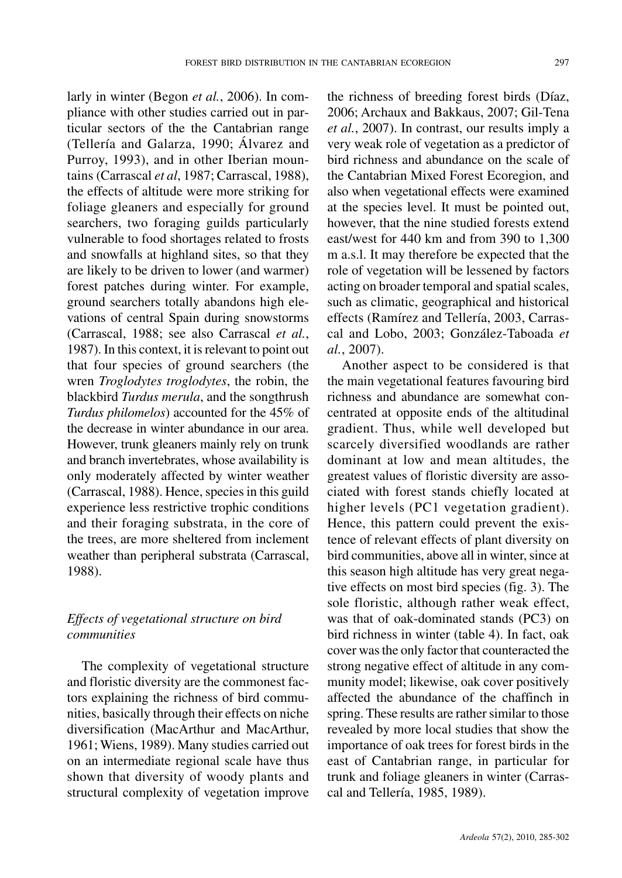larly in winter (Begon *et al.*, 2006). In compliance with other studies carried out in particular sectors of the the Cantabrian range (Tellería and Galarza, 1990; Álvarez and Purroy, 1993), and in other Iberian mountains (Carrascal *et al*, 1987; Carrascal, 1988), the effects of altitude were more striking for foliage gleaners and especially for ground searchers, two foraging guilds particularly vulnerable to food shortages related to frosts and snowfalls at highland sites, so that they are likely to be driven to lower (and warmer) forest patches during winter. For example, ground searchers totally abandons high elevations of central Spain during snowstorms (Carrascal, 1988; see also Carrascal *et al.*, 1987). In this context, it is relevant to point out that four species of ground searchers (the wren *Troglodytes troglodytes*, the robin, the blackbird *Turdus merula*, and the songthrush *Turdus philomelos*) accounted for the 45% of the decrease in winter abundance in our area. However, trunk gleaners mainly rely on trunk and branch invertebrates, whose availability is only moderately affected by winter weather (Carrascal, 1988). Hence, species in this guild experience less restrictive trophic conditions and their foraging substrata, in the core of the trees, are more sheltered from inclement weather than peripheral substrata (Carrascal, 1988).

### *Effects of vegetational structure on bird communities*

The complexity of vegetational structure and floristic diversity are the commonest factors explaining the richness of bird communities, basically through their effects on niche diversification (MacArthur and MacArthur, 1961; Wiens, 1989). Many studies carried out on an intermediate regional scale have thus shown that diversity of woody plants and structural complexity of vegetation improve the richness of breeding forest birds (Díaz, 2006; Archaux and Bakkaus, 2007; Gil-Tena *et al.*, 2007). In contrast, our results imply a very weak role of vegetation as a predictor of bird richness and abundance on the scale of the Cantabrian Mixed Forest Ecoregion, and also when vegetational effects were examined at the species level. It must be pointed out, however, that the nine studied forests extend east/west for 440 km and from 390 to 1,300 m a.s.l. It may therefore be expected that the role of vegetation will be lessened by factors acting on broader temporal and spatial scales, such as climatic, geographical and historical effects (Ramírez and Tellería, 2003, Carrascal and Lobo, 2003; González-Taboada *et al.*, 2007).

Another aspect to be considered is that the main vegetational features favouring bird richness and abundance are somewhat concentrated at opposite ends of the altitudinal gradient. Thus, while well developed but scarcely diversified woodlands are rather dominant at low and mean altitudes, the greatest values of floristic diversity are associated with forest stands chiefly located at higher levels (PC1 vegetation gradient). Hence, this pattern could prevent the existence of relevant effects of plant diversity on bird communities, above all in winter, since at this season high altitude has very great negative effects on most bird species (fig. 3). The sole floristic, although rather weak effect, was that of oak-dominated stands (PC3) on bird richness in winter (table 4). In fact, oak cover was the only factor that counteracted the strong negative effect of altitude in any community model; likewise, oak cover positively affected the abundance of the chaffinch in spring. These results are rather similar to those revealed by more local studies that show the importance of oak trees for forest birds in the east of Cantabrian range, in particular for trunk and foliage gleaners in winter (Carrascal and Tellería, 1985, 1989).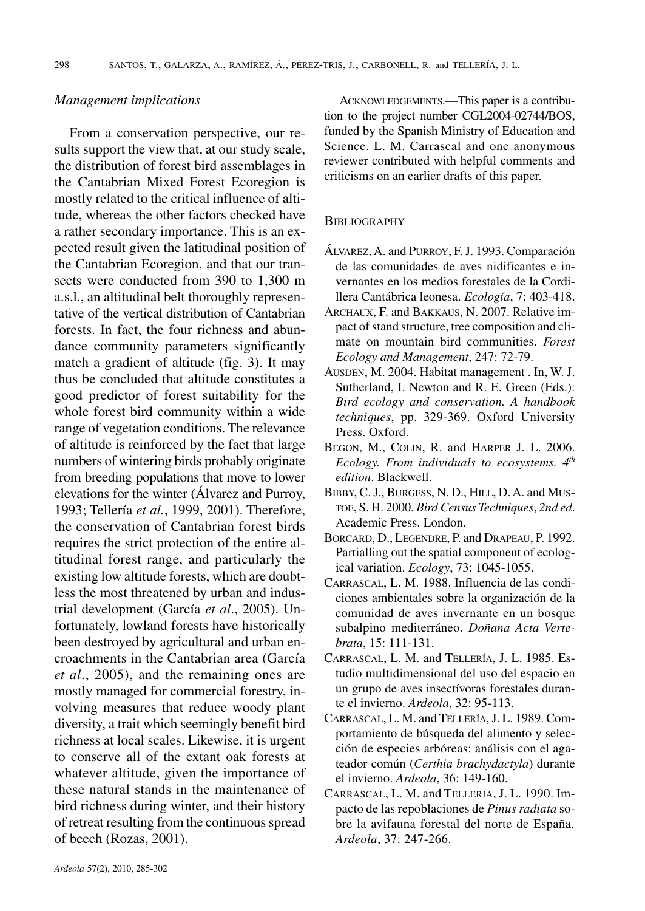### *Management implications*

From a conservation perspective, our results support the view that, at our study scale, the distribution of forest bird assemblages in the Cantabrian Mixed Forest Ecoregion is mostly related to the critical influence of altitude, whereas the other factors checked have a rather secondary importance. This is an expected result given the latitudinal position of the Cantabrian Ecoregion, and that our transects were conducted from 390 to 1,300 m a.s.l., an altitudinal belt thoroughly representative of the vertical distribution of Cantabrian forests. In fact, the four richness and abundance community parameters significantly match a gradient of altitude (fig. 3). It may thus be concluded that altitude constitutes a good predictor of forest suitability for the whole forest bird community within a wide range of vegetation conditions. The relevance of altitude is reinforced by the fact that large numbers of wintering birds probably originate from breeding populations that move to lower elevations for the winter (Álvarez and Purroy, 1993; Tellería *et al.*, 1999, 2001). Therefore, the conservation of Cantabrian forest birds requires the strict protection of the entire altitudinal forest range, and particularly the existing low altitude forests, which are doubtless the most threatened by urban and industrial development (García *et al*., 2005). Unfortunately, lowland forests have historically been destroyed by agricultural and urban encroachments in the Cantabrian area (García *et al*., 2005), and the remaining ones are mostly managed for commercial forestry, involving measures that reduce woody plant diversity, a trait which seemingly benefit bird richness at local scales. Likewise, it is urgent to conserve all of the extant oak forests at whatever altitude, given the importance of these natural stands in the maintenance of bird richness during winter, and their history of retreat resulting from the continuous spread of beech (Rozas, 2001).

ACKNOWLEDGEMENTS.—This paper is a contribution to the project number CGL2004-02744/BOS, funded by the Spanish Ministry of Education and Science. L. M. Carrascal and one anonymous reviewer contributed with helpful comments and criticisms on an earlier drafts of this paper.

## BIBLIOGRAPHY

ÁLVAREZ, A. and PURROY, F. J. 1993. Comparación de las comunidades de aves nidificantes e invernantes en los medios forestales de la Cordillera Cantábrica leonesa. *Ecología*, 7: 403-418.

ARCHAUX, F. and BAKKAUS, N. 2007. Relative impact of stand structure, tree composition and climate on mountain bird communities. *Forest Ecology and Management*, 247: 72-79.

AUSDEN, M. 2004. Habitat management . In, W. J. Sutherland, I. Newton and R. E. Green (Eds.): *Bird ecology and conservation. A handbook techniques*, pp. 329-369. Oxford University Press. Oxford.

BEGON, M., COLIN, R. and HARPER J. L. 2006. *Ecology. From individuals to ecosystems. 4th edition*. Blackwell.

BIBBY, C. J., BURGESS, N. D., HILL, D. A. and MUSTOE, S. H. 2000. *Bird Census Techniques*, *2nd ed*. Academic Press. London.

BORCARD, D., LEGENDRE, P. and DRAPEAU, P. 1992. Partialling out the spatial component of ecological variation. *Ecology*, 73: 1045-1055.

CARRASCAL, L. M. 1988. Influencia de las condiciones ambientales sobre la organización de la comunidad de aves invernante en un bosque subalpino mediterráneo. *Doñana Acta Vertebrata*, 15: 111-131.

CARRASCAL, L. M. and TELLERÍA, J. L. 1985. Estudio multidimensional del uso del espacio en un grupo de aves insectívoras forestales durante el invierno. *Ardeola*, 32: 95-113.

CARRASCAL, L. M. and TELLERÍA, J. L. 1989. Comportamiento de búsqueda del alimento y selección de especies arbóreas: análisis con el agateador común (*Certhia brachydactyla*) durante el invierno. *Ardeola*, 36: 149-160.

CARRASCAL, L. M. and TELLERÍA, J. L. 1990. Impacto de las repoblaciones de *Pinus radiata* sobre la avifauna forestal del norte de España. *Ardeola*, 37: 247-266.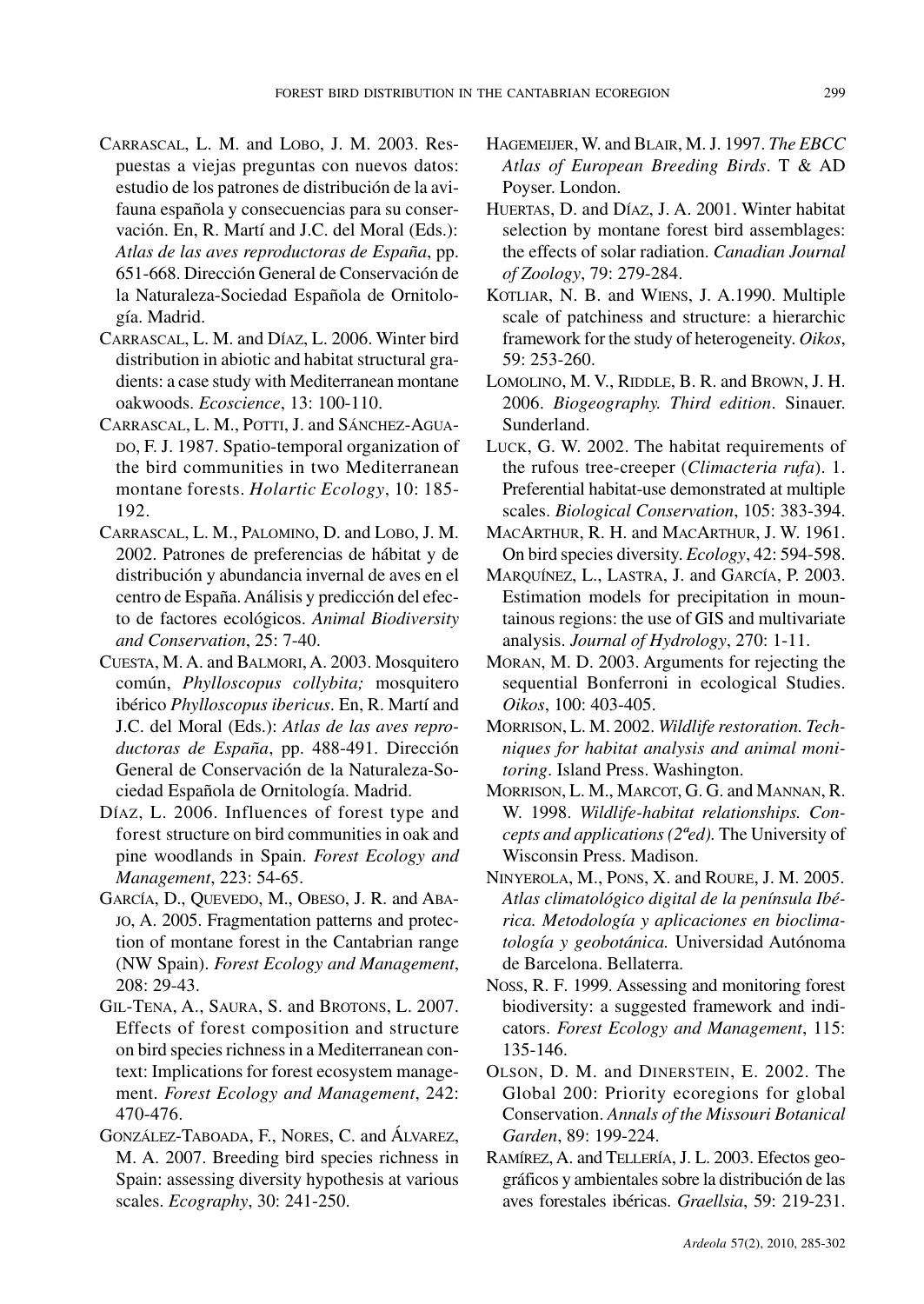CARRASCAL, L. M. and LOBO, J. M. 2003. Respuestas a viejas preguntas con nuevos datos: estudio de los patrones de distribución de la avifauna española y consecuencias para su conservación. En, R. Martí and J.C. del Moral (Eds.): *Atlas de las aves reproductoras de España*, pp. 651-668. Dirección General de Conservación de la Naturaleza-Sociedad Española de Ornitología. Madrid.

CARRASCAL, L. M. and DÍAZ, L. 2006. Winter bird distribution in abiotic and habitat structural gradients: a case study with Mediterranean montane oakwoods. *Ecoscience*, 13: 100-110.

CARRASCAL, L. M., POTTI, J. and SÁNCHEZ-AGUADO, F. J. 1987. Spatio-temporal organization of the bird communities in two Mediterranean montane forests. *Holartic Ecology*, 10: 185-192.

CARRASCAL, L. M., PALOMINO, D. and LOBO, J. M. 2002. Patrones de preferencias de hábitat y de distribución y abundancia invernal de aves en el centro de España. Análisis y predicción del efecto de factores ecológicos. *Animal Biodiversity and Conservation*, 25: 7-40.

CUESTA, M. A. and BALMORI, A. 2003. Mosquitero común, *Phylloscopus collybita;* mosquitero ibérico *Phylloscopus ibericus*. En, R. Martí and J.C. del Moral (Eds.): *Atlas de las aves reproductoras de España*, pp. 488-491. Dirección General de Conservación de la Naturaleza-Sociedad Española de Ornitología. Madrid.

DÍAZ, L. 2006. Influences of forest type and forest structure on bird communities in oak and pine woodlands in Spain. *Forest Ecology and Management*, 223: 54-65.

GARCÍA, D., QUEVEDO, M., OBESO, J. R. and ABAJO, A. 2005. Fragmentation patterns and protection of montane forest in the Cantabrian range (NW Spain). *Forest Ecology and Management*, 208: 29-43.

GIL-TENA, A., SAURA, S. and BROTONS, L. 2007. Effects of forest composition and structure on bird species richness in a Mediterranean context: Implications for forest ecosystem management. *Forest Ecology and Management*, 242: 470-476.

GONZÁLEZ-TABOADA, F., NORES, C. and ÁLVAREZ, M. A. 2007. Breeding bird species richness in Spain: assessing diversity hypothesis at various scales. *Ecography*, 30: 241-250.

HAGEMEIJER, W. and BLAIR, M. J. 1997. *The EBCC Atlas of European Breeding Birds*. T & AD Poyser. London.

HUERTAS, D. and DÍAZ, J. A. 2001. Winter habitat selection by montane forest bird assemblages: the effects of solar radiation. *Canadian Journal of Zoology*, 79: 279-284.

KOTLIAR, N. B. and WIENS, J. A.1990. Multiple scale of patchiness and structure: a hierarchic framework for the study of heterogeneity. *Oikos*, 59: 253-260.

LOMOLINO, M. V., RIDDLE, B. R. and BROWN, J. H. 2006. *Biogeography. Third edition*. Sinauer. Sunderland.

LUCK, G. W. 2002. The habitat requirements of the rufous tree-creeper (*Climacteria rufa*). 1. Preferential habitat-use demonstrated at multiple scales. *Biological Conservation*, 105: 383-394.

MACARTHUR, R. H. and MACARTHUR, J. W. 1961. On bird species diversity. *Ecology*, 42: 594-598.

MARQUÍNEZ, L., LASTRA, J. and GARCÍA, P. 2003. Estimation models for precipitation in mountainous regions: the use of GIS and multivariate analysis. *Journal of Hydrology*, 270: 1-11.

MORAN, M. D. 2003. Arguments for rejecting the sequential Bonferroni in ecological Studies. *Oikos*, 100: 403-405.

MORRISON, L. M. 2002. *Wildlife restoration. Techniques for habitat analysis and animal monitoring*. Island Press. Washington.

MORRISON, L. M., MARCOT, G. G. and MANNAN, R. W. 1998. *Wildlife-habitat relationships. Concepts and applications (2ªed).* The University of Wisconsin Press. Madison.

NINYEROLA, M., PONS, X. and ROURE, J. M. 2005. *Atlas climatológico digital de la península Ibérica. Metodología y aplicaciones en bioclimatología y geobotánica.* Universidad Autónoma de Barcelona. Bellaterra.

NOSS, R. F. 1999. Assessing and monitoring forest biodiversity: a suggested framework and indicators. *Forest Ecology and Management*, 115: 135-146.

OLSON, D. M. and DINERSTEIN, E. 2002. The Global 200: Priority ecoregions for global Conservation. *Annals of the Missouri Botanical Garden*, 89: 199-224.

RAMÍREZ, A. and TELLERÍA, J. L. 2003. Efectos geográficos y ambientales sobre la distribución de las aves forestales ibéricas. *Graellsia*, 59: 219-231.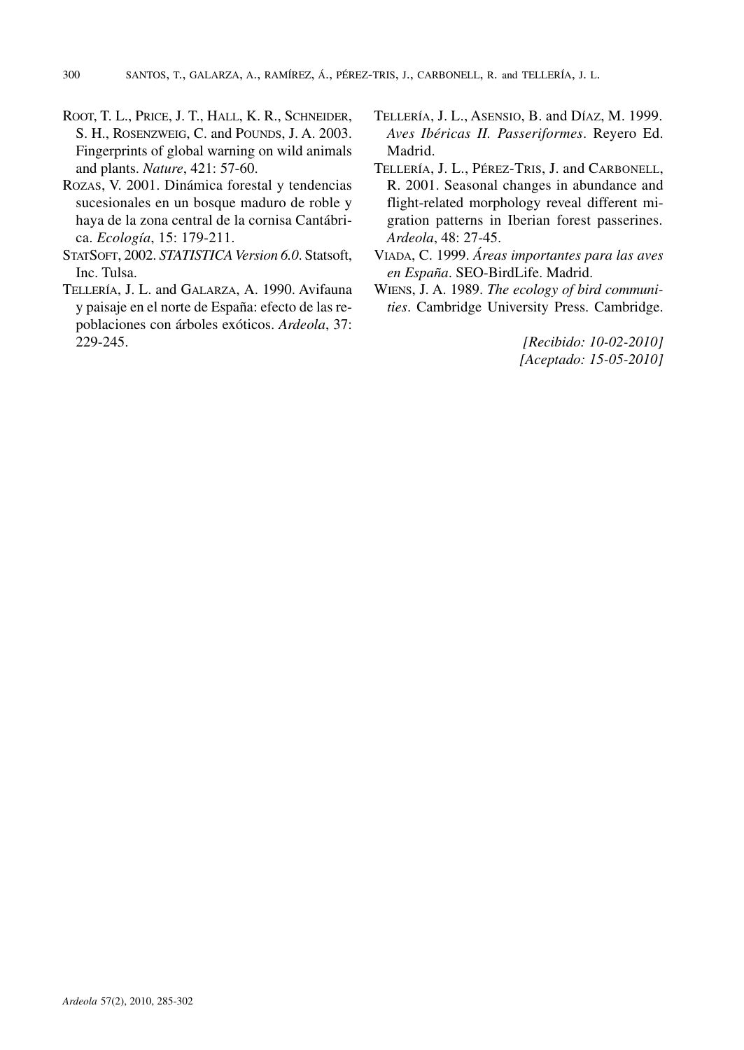ROOT, T. L., PRICE, J. T., HALL, K. R., SCHNEIDER, S. H., ROSENZWEIG, C. and POUNDS, J. A. 2003. Fingerprints of global warning on wild animals and plants. *Nature*, 421: 57-60.

ROZAS, V. 2001. Dinámica forestal y tendencias sucesionales en un bosque maduro de roble y haya de la zona central de la cornisa Cantábrica. *Ecología*, 15: 179-211.

STATSOFT, 2002. *STATISTICA Version 6.0*. Statsoft, Inc. Tulsa.

TELLERÍA, J. L. and GALARZA, A. 1990. Avifauna y paisaje en el norte de España: efecto de las repoblaciones con árboles exóticos. *Ardeola*, 37: 229-245.

TELLERÍA, J. L., ASENSIO, B. and DÍAZ, M. 1999. *Aves Ibéricas II. Passeriformes*. Reyero Ed. Madrid.

TELLERÍA, J. L., PÉREZ-TRIS, J. and CARBONELL, R. 2001. Seasonal changes in abundance and flight-related morphology reveal different migration patterns in Iberian forest passerines. *Ardeola*, 48: 27-45.

VIADA, C. 1999. *Áreas importantes para las aves en España*. SEO-BirdLife. Madrid.

WIENS, J. A. 1989. *The ecology of bird communities*. Cambridge University Press. Cambridge.

*[Recibido: 10-02-2010]*
*[Aceptado: 15-05-2010]*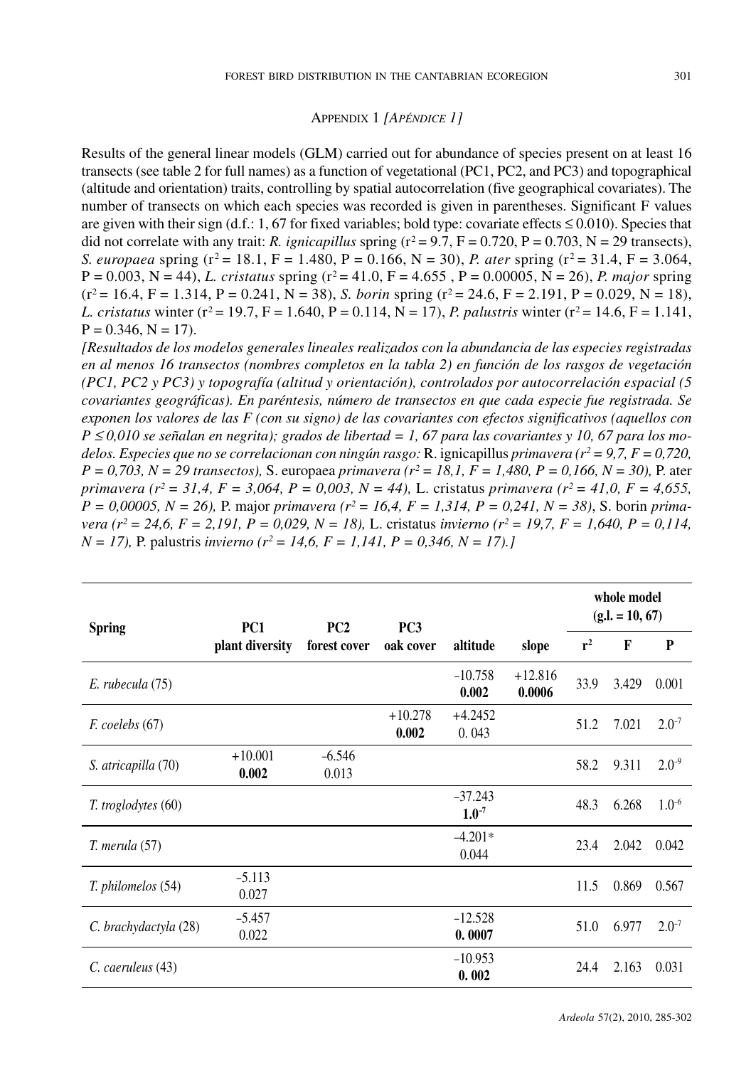## Appendix 1 *[Apéndice 1]*

Results of the general linear models (GLM) carried out for abundance of species present on at least 16 transects (see table 2 for full names) as a function of vegetational (PC1, PC2, and PC3) and topographical (altitude and orientation) traits, controlling by spatial autocorrelation (five geographical covariates). The number of transects on which each species was recorded is given in parentheses. Significant F values are given with their sign (d.f.: 1, 67 for fixed variables; bold type: covariate effects ≤ 0.010). Species that did not correlate with any trait: *R. ignicapillus* spring ($r^2$ = 9.7, F = 0.720, P = 0.703, N = 29 transects), *S. europaea* spring ($r^2$ = 18.1, F = 1.480, P = 0.166, N = 30), *P. ater* spring ($r^2$ = 31.4, F = 3.064, P = 0.003, N = 44), *L. cristatus* spring ($r^2$ = 41.0, F = 4.655 , P = 0.00005, N = 26), *P. major* spring ($r^2$ = 16.4, F = 1.314, P = 0.241, N = 38), *S. borin* spring ($r^2$ = 24.6, F = 2.191, P = 0.029, N = 18), *L. cristatus* winter ($r^2$ = 19.7, F = 1.640, P = 0.114, N = 17), *P. palustris* winter ($r^2$ = 14.6, F = 1.141, P = 0.346, N = 17).

*[Resultados de los modelos generales lineales realizados con la abundancia de las especies registradas en al menos 16 transectos (nombres completos en la tabla 2) en función de los rasgos de vegetación (PC1, PC2 y PC3) y topografía (altitud y orientación), controlados por autocorrelación espacial (5 covariantes geográficas). En paréntesis, número de transectos en que cada especie fue registrada. Se exponen los valores de las F (con su signo) de las covariantes con efectos significativos (aquellos con P ≤ 0,010 se señalan en negrita); grados de libertad = 1, 67 para las covariantes y 10, 67 para los modelos. Especies que no se correlacionan con ningún rasgo:* R. ignicapillus *primavera ($r^2$ = 9,7, F = 0,720, P = 0,703, N = 29 transectos),* S. europaea *primavera ($r^2$ = 18,1, F = 1,480, P = 0,166, N = 30),* P. ater *primavera ($r^2$ = 31,4, F = 3,064, P = 0,003, N = 44),* L. cristatus *primavera ($r^2$ = 41,0, F = 4,655, P = 0,00005, N = 26),* P. major *primavera ($r^2$ = 16,4, F = 1,314, P = 0,241, N = 38),* S. borin *primavera ($r^2$ = 24,6, F = 2,191, P = 0,029, N = 18),* L. cristatus *invierno ($r^2$ = 19,7, F = 1,640, P = 0,114, N = 17),* P. palustris *invierno ($r^2$ = 14,6, F = 1,141, P = 0,346, N = 17).]*

| Spring | PC1 plant diversity | PC2 forest cover | PC3 oak cover | altitude | slope | whole model (g.l. = 10, 67) $r^2$ | F | P |
|---|---|---|---|---|---|---|---|---|
| *E. rubecula* (75) | | | | −10.758 **0.002** | +12.816 **0.0006** | 33.9 | 3.429 | 0.001 |
| *F. coelebs* (67) | | | +10.278 **0.002** | +4.2452 0. 043 | | 51.2 | 7.021 | $2.0^{-7}$ |
| *S. atricapilla* (70) | +10.001 **0.002** | −6.546 0.013 | | | | 58.2 | 9.311 | $2.0^{-9}$ |
| *T. troglodytes* (60) | | | | −37.243 **$1.0^{-7}$** | | 48.3 | 6.268 | $1.0^{-6}$ |
| *T. merula* (57) | | | | −4.201* 0.044 | | 23.4 | 2.042 | 0.042 |
| *T. philomelos* (54) | −5.113 0.027 | | | | | 11.5 | 0.869 | 0.567 |
| *C. brachydactyla* (28) | −5.457 0.022 | | | −12.528 **0. 0007** | | 51.0 | 6.977 | $2.0^{-7}$ |
| *C. caeruleus* (43) | | | | −10.953 **0. 002** | | 24.4 | 2.163 | 0.031 |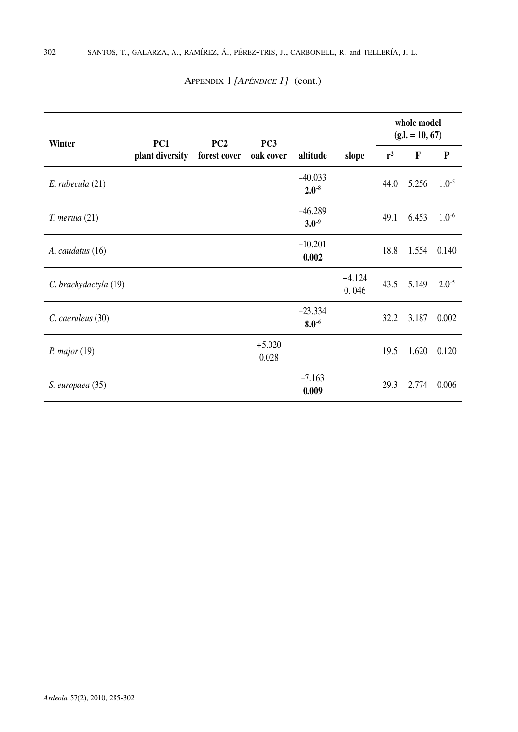Appendix 1 *[Apéndice 1]* (cont.)

| Winter | PC1 plant diversity | PC2 forest cover | PC3 oak cover | altitude | slope | whole model (g.l. = 10, 67) | | |
|---|---|---|---|---|---|---|---|---|
| | | | | | | $r^2$ | F | P |
| *E. rubecula* (21) | | | | −40.033 **$2.0^{-8}$** | | 44.0 | 5.256 | $1.0^{-5}$ |
| *T. merula* (21) | | | | −46.289 **$3.0^{-9}$** | | 49.1 | 6.453 | $1.0^{-6}$ |
| *A. caudatus* (16) | | | | −10.201 **0.002** | | 18.8 | 1.554 | 0.140 |
| *C. brachydactyla* (19) | | | | | +4.124 0. 046 | 43.5 | 5.149 | $2.0^{-5}$ |
| *C. caeruleus* (30) | | | | −23.334 **$8.0^{-6}$** | | 32.2 | 3.187 | 0.002 |
| *P. major* (19) | | | +5.020 0.028 | | | 19.5 | 1.620 | 0.120 |
| *S. europaea* (35) | | | | −7.163 **0.009** | | 29.3 | 2.774 | 0.006 |